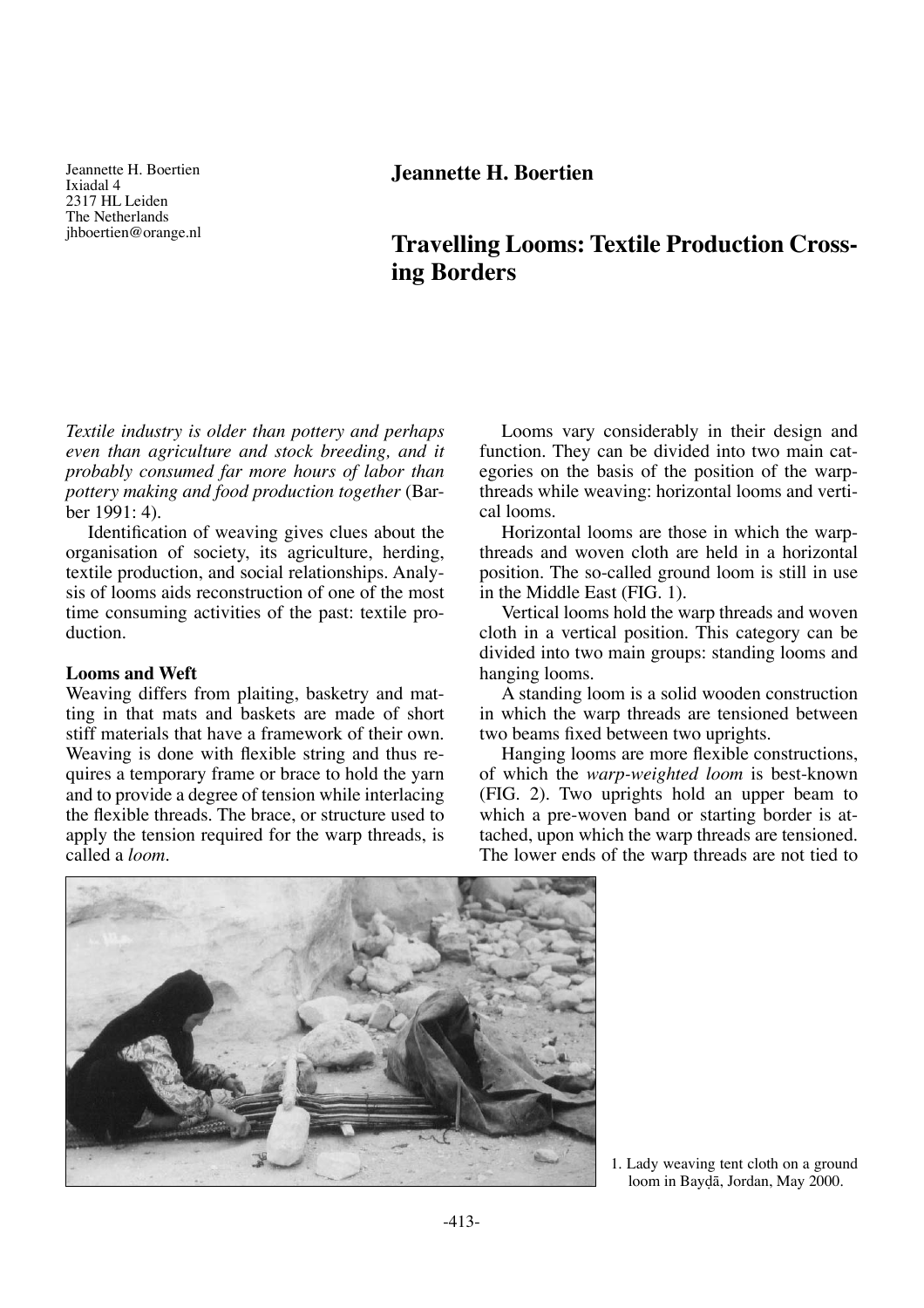Jeannette H. Boertien
Ixiadal 4
2317 HL Leiden
The Netherlands
jhboertien@orange.nl

**Jeannette H. Boertien**

# Travelling Looms: Textile Production Crossing Borders

*Textile industry is older than pottery and perhaps even than agriculture and stock breeding, and it probably consumed far more hours of labor than pottery making and food production together* (Barber 1991: 4).

Identification of weaving gives clues about the organisation of society, its agriculture, herding, textile production, and social relationships. Analysis of looms aids reconstruction of one of the most time consuming activities of the past: textile production.

## Looms and Weft

Weaving differs from plaiting, basketry and matting in that mats and baskets are made of short stiff materials that have a framework of their own. Weaving is done with flexible string and thus requires a temporary frame or brace to hold the yarn and to provide a degree of tension while interlacing the flexible threads. The brace, or structure used to apply the tension required for the warp threads, is called a *loom*.

Looms vary considerably in their design and function. They can be divided into two main categories on the basis of the position of the warp-threads while weaving: horizontal looms and vertical looms.

Horizontal looms are those in which the warp-threads and woven cloth are held in a horizontal position. The so-called ground loom is still in use in the Middle East (FIG. 1).

Vertical looms hold the warp threads and woven cloth in a vertical position. This category can be divided into two main groups: standing looms and hanging looms.

A standing loom is a solid wooden construction in which the warp threads are tensioned between two beams fixed between two uprights.

Hanging looms are more flexible constructions, of which the *warp-weighted loom* is best-known (FIG. 2). Two uprights hold an upper beam to which a pre-woven band or starting border is attached, upon which the warp threads are tensioned. The lower ends of the warp threads are not tied to

1. Lady weaving tent cloth on a ground loom in Bayḍā, Jordan, May 2000.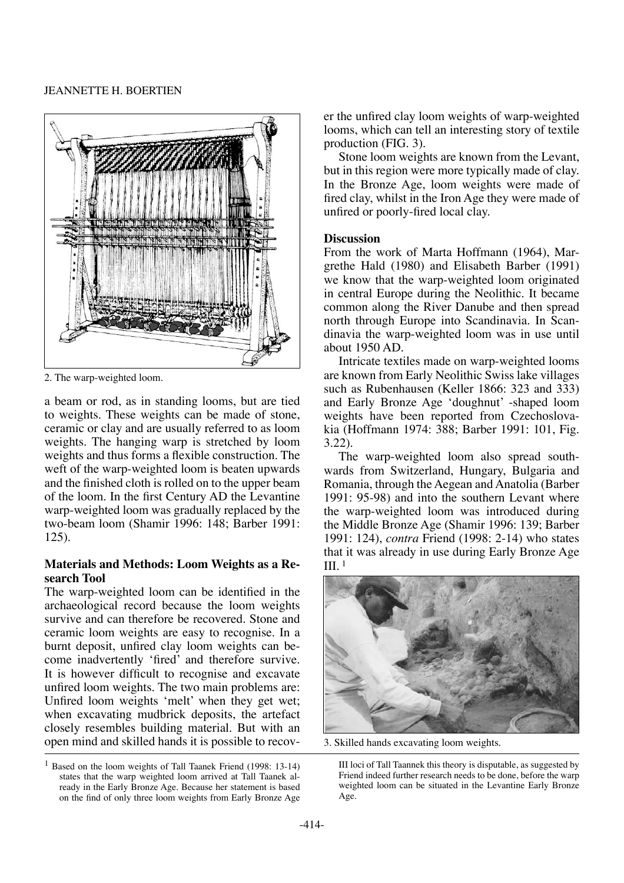2. The warp-weighted loom.

a beam or rod, as in standing looms, but are tied to weights. These weights can be made of stone, ceramic or clay and are usually referred to as loom weights. The hanging warp is stretched by loom weights and thus forms a flexible construction. The weft of the warp-weighted loom is beaten upwards and the finished cloth is rolled on to the upper beam of the loom. In the first Century AD the Levantine warp-weighted loom was gradually replaced by the two-beam loom (Shamir 1996: 148; Barber 1991: 125).

### Materials and Methods: Loom Weights as a Research Tool

The warp-weighted loom can be identified in the archaeological record because the loom weights survive and can therefore be recovered. Stone and ceramic loom weights are easy to recognise. In a burnt deposit, unfired clay loom weights can become inadvertently 'fired' and therefore survive. It is however difficult to recognise and excavate unfired loom weights. The two main problems are: Unfired loom weights 'melt' when they get wet; when excavating mudbrick deposits, the artefact closely resembles building material. But with an open mind and skilled hands it is possible to recover the unfired clay loom weights of warp-weighted looms, which can tell an interesting story of textile production (FIG. 3).

Stone loom weights are known from the Levant, but in this region were more typically made of clay. In the Bronze Age, loom weights were made of fired clay, whilst in the Iron Age they were made of unfired or poorly-fired local clay.

### Discussion

From the work of Marta Hoffmann (1964), Margrethe Hald (1980) and Elisabeth Barber (1991) we know that the warp-weighted loom originated in central Europe during the Neolithic. It became common along the River Danube and then spread north through Europe into Scandinavia. In Scandinavia the warp-weighted loom was in use until about 1950 AD.

Intricate textiles made on warp-weighted looms are known from Early Neolithic Swiss lake villages such as Rubenhausen (Keller 1866: 323 and 333) and Early Bronze Age 'doughnut' -shaped loom weights have been reported from Czechoslovakia (Hoffmann 1974: 388; Barber 1991: 101, Fig. 3.22).

The warp-weighted loom also spread southwards from Switzerland, Hungary, Bulgaria and Romania, through the Aegean and Anatolia (Barber 1991: 95-98) and into the southern Levant where the warp-weighted loom was introduced during the Middle Bronze Age (Shamir 1996: 139; Barber 1991: 124), *contra* Friend (1998: 2-14) who states that it was already in use during Early Bronze Age III. [1]

3. Skilled hands excavating loom weights.

[1] Based on the loom weights of Tall Taanek Friend (1998: 13-14) states that the warp weighted loom arrived at Tall Taanek already in the Early Bronze Age. Because her statement is based on the find of only three loom weights from Early Bronze Age III loci of Tall Taannek this theory is disputable, as suggested by Friend indeed further research needs to be done, before the warp weighted loom can be situated in the Levantine Early Bronze Age.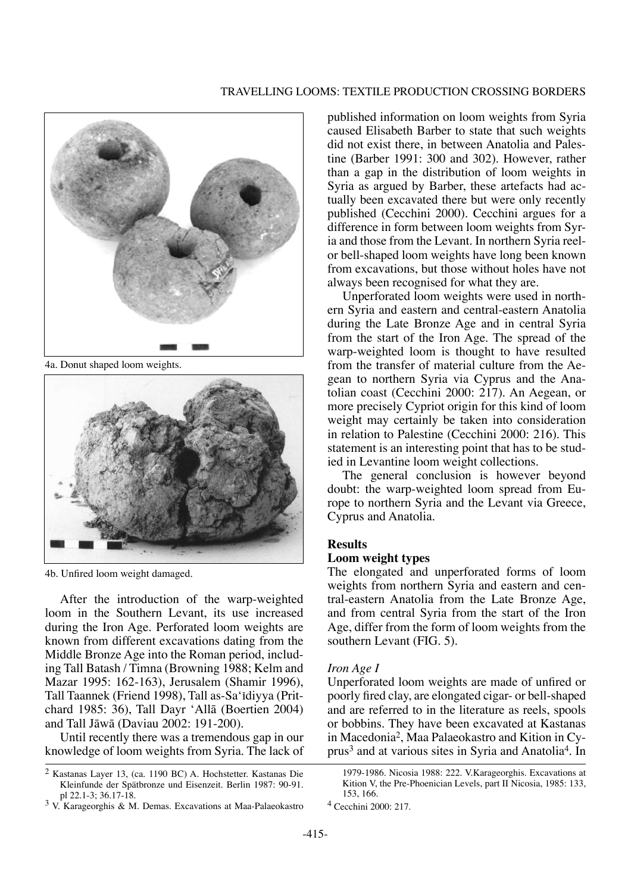4a. Donut shaped loom weights.

4b. Unfired loom weight damaged.

After the introduction of the warp-weighted loom in the Southern Levant, its use increased during the Iron Age. Perforated loom weights are known from different excavations dating from the Middle Bronze Age into the Roman period, including Tall Batash / Timna (Browning 1988; Kelm and Mazar 1995: 162-163), Jerusalem (Shamir 1996), Tall Taannek (Friend 1998), Tall as-Sa'īdiyya (Pritchard 1985: 36), Tall Dayr 'Allā (Boertien 2004) and Tall Jāwā (Daviau 2002: 191-200).

Until recently there was a tremendous gap in our knowledge of loom weights from Syria. The lack of published information on loom weights from Syria caused Elisabeth Barber to state that such weights did not exist there, in between Anatolia and Palestine (Barber 1991: 300 and 302). However, rather than a gap in the distribution of loom weights in Syria as argued by Barber, these artefacts had actually been excavated there but were only recently published (Cecchini 2000). Cecchini argues for a difference in form between loom weights from Syria and those from the Levant. In northern Syria reel- or bell-shaped loom weights have long been known from excavations, but those without holes have not always been recognised for what they are.

Unperforated loom weights were used in northern Syria and eastern and central-eastern Anatolia during the Late Bronze Age and in central Syria from the start of the Iron Age. The spread of the warp-weighted loom is thought to have resulted from the transfer of material culture from the Aegean to northern Syria via Cyprus and the Anatolian coast (Cecchini 2000: 217). An Aegean, or more precisely Cypriot origin for this kind of loom weight may certainly be taken into consideration in relation to Palestine (Cecchini 2000: 216). This statement is an interesting point that has to be studied in Levantine loom weight collections.

The general conclusion is however beyond doubt: the warp-weighted loom spread from Europe to northern Syria and the Levant via Greece, Cyprus and Anatolia.

## Results

### Loom weight types

The elongated and unperforated forms of loom weights from northern Syria and eastern and central-eastern Anatolia from the Late Bronze Age, and from central Syria from the start of the Iron Age, differ from the form of loom weights from the southern Levant (FIG. 5).

#### *Iron Age I*

Unperforated loom weights are made of unfired or poorly fired clay, are elongated cigar- or bell-shaped and are referred to in the literature as reels, spools or bobbins. They have been excavated at Kastanas in Macedonia[2], Maa Palaeokastro and Kition in Cyprus[3] and at various sites in Syria and Anatolia[4]. In

---

[2] Kastanas Layer 13, (ca. 1190 BC) A. Hochstetter. Kastanas Die Kleinfunde der Spätbronze und Eisenzeit. Berlin 1987: 90-91. pl 22.1-3; 36.17-18.

[3] V. Karageorghis & M. Demas. Excavations at Maa-Palaeokastro 1979-1986. Nicosia 1988: 222. V.Karageorghis. Excavations at Kition V, the Pre-Phoenician Levels, part II Nicosia, 1985: 133, 153, 166.

[4] Cecchini 2000: 217.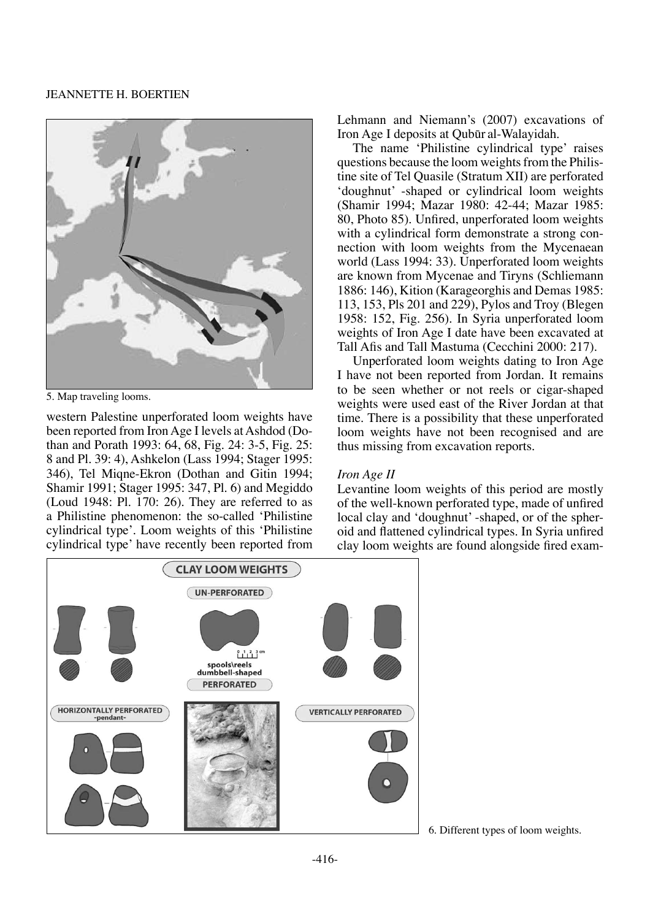5. Map traveling looms.

western Palestine unperforated loom weights have been reported from Iron Age I levels at Ashdod (Dothan and Porath 1993: 64, 68, Fig. 24: 3-5, Fig. 25: 8 and Pl. 39: 4), Ashkelon (Lass 1994; Stager 1995: 346), Tel Miqne-Ekron (Dothan and Gitin 1994; Shamir 1991; Stager 1995: 347, Pl. 6) and Megiddo (Loud 1948: Pl. 170: 26). They are referred to as a Philistine phenomenon: the so-called 'Philistine cylindrical type'. Loom weights of this 'Philistine cylindrical type' have recently been reported from Lehmann and Niemann's (2007) excavations of Iron Age I deposits at Qubūr al-Walayidah.

The name 'Philistine cylindrical type' raises questions because the loom weights from the Philistine site of Tel Quasile (Stratum XII) are perforated 'doughnut' -shaped or cylindrical loom weights (Shamir 1994; Mazar 1980: 42-44; Mazar 1985: 80, Photo 85). Unfired, unperforated loom weights with a cylindrical form demonstrate a strong connection with loom weights from the Mycenaean world (Lass 1994: 33). Unperforated loom weights are known from Mycenae and Tiryns (Schliemann 1886: 146), Kition (Karageorghis and Demas 1985: 113, 153, Pls 201 and 229), Pylos and Troy (Blegen 1958: 152, Fig. 256). In Syria unperforated loom weights of Iron Age I date have been excavated at Tall Afis and Tall Mastuma (Cecchini 2000: 217).

Unperforated loom weights dating to Iron Age I have not been reported from Jordan. It remains to be seen whether or not reels or cigar-shaped weights were used east of the River Jordan at that time. There is a possibility that these unperforated loom weights have not been recognised and are thus missing from excavation reports.

*Iron Age II*

Levantine loom weights of this period are mostly of the well-known perforated type, made of unfired local clay and 'doughnut' -shaped, or of the spheroid and flattened cylindrical types. In Syria unfired clay loom weights are found alongside fired exam-

6. Different types of loom weights.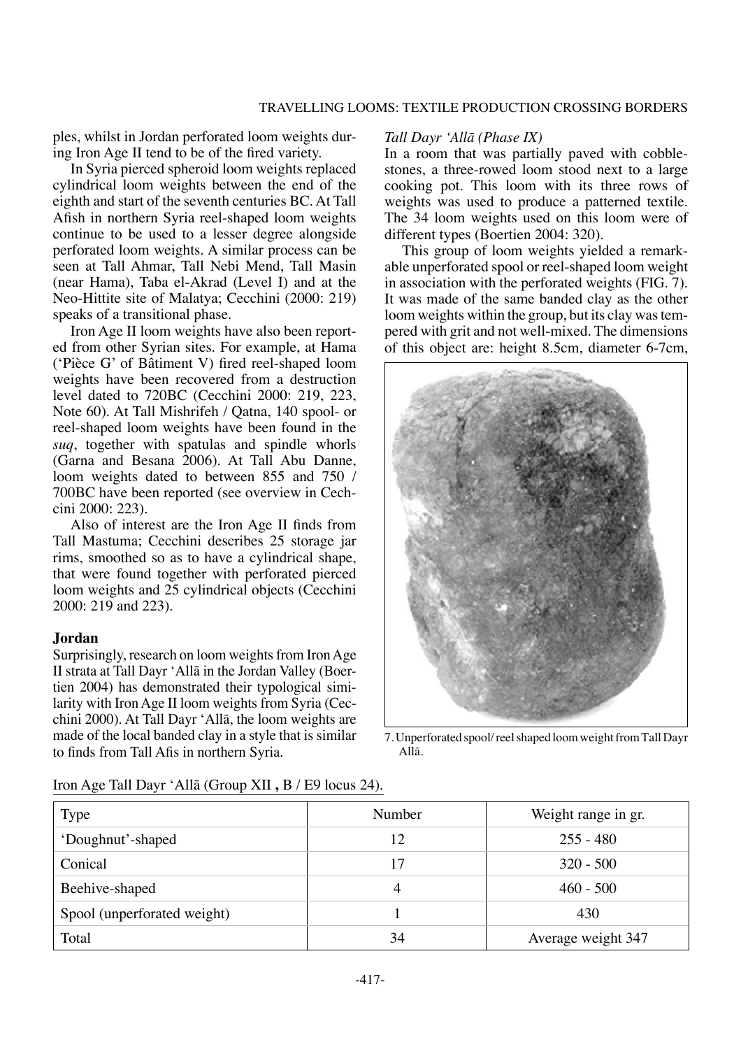ples, whilst in Jordan perforated loom weights during Iron Age II tend to be of the fired variety.

In Syria pierced spheroid loom weights replaced cylindrical loom weights between the end of the eighth and start of the seventh centuries BC. At Tall Afish in northern Syria reel-shaped loom weights continue to be used to a lesser degree alongside perforated loom weights. A similar process can be seen at Tall Ahmar, Tall Nebi Mend, Tall Masin (near Hama), Taba el-Akrad (Level I) and at the Neo-Hittite site of Malatya; Cecchini (2000: 219) speaks of a transitional phase.

Iron Age II loom weights have also been reported from other Syrian sites. For example, at Hama ('Pièce G' of Bâtiment V) fired reel-shaped loom weights have been recovered from a destruction level dated to 720BC (Cecchini 2000: 219, 223, Note 60). At Tall Mishrifeh / Qatna, 140 spool- or reel-shaped loom weights have been found in the *suq*, together with spatulas and spindle whorls (Garna and Besana 2006). At Tall Abu Danne, loom weights dated to between 855 and 750 / 700BC have been reported (see overview in Cecchini 2000: 223).

Also of interest are the Iron Age II finds from Tall Mastuma; Cecchini describes 25 storage jar rims, smoothed so as to have a cylindrical shape, that were found together with perforated pierced loom weights and 25 cylindrical objects (Cecchini 2000: 219 and 223).

**Jordan**

Surprisingly, research on loom weights from Iron Age II strata at Tall Dayr 'Allā in the Jordan Valley (Boertien 2004) has demonstrated their typological similarity with Iron Age II loom weights from Syria (Cecchini 2000). At Tall Dayr 'Allā, the loom weights are made of the local banded clay in a style that is similar to finds from Tall Afis in northern Syria.

*Tall Dayr 'Allā (Phase IX)*

In a room that was partially paved with cobblestones, a three-rowed loom stood next to a large cooking pot. This loom with its three rows of weights was used to produce a patterned textile. The 34 loom weights used on this loom were of different types (Boertien 2004: 320).

This group of loom weights yielded a remarkable unperforated spool or reel-shaped loom weight in association with the perforated weights (FIG. 7). It was made of the same banded clay as the other loom weights within the group, but its clay was tempered with grit and not well-mixed. The dimensions of this object are: height 8.5cm, diameter 6-7cm,

7. Unperforated spool/ reel shaped loom weight from Tall Dayr Allā.

Iron Age Tall Dayr 'Allā (Group XII , B / E9 locus 24).

| Type | Number | Weight range in gr. |
|---|---|---|
| 'Doughnut'-shaped | 12 | 255 - 480 |
| Conical | 17 | 320 - 500 |
| Beehive-shaped | 4 | 460 - 500 |
| Spool (unperforated weight) | 1 | 430 |
| Total | 34 | Average weight 347 |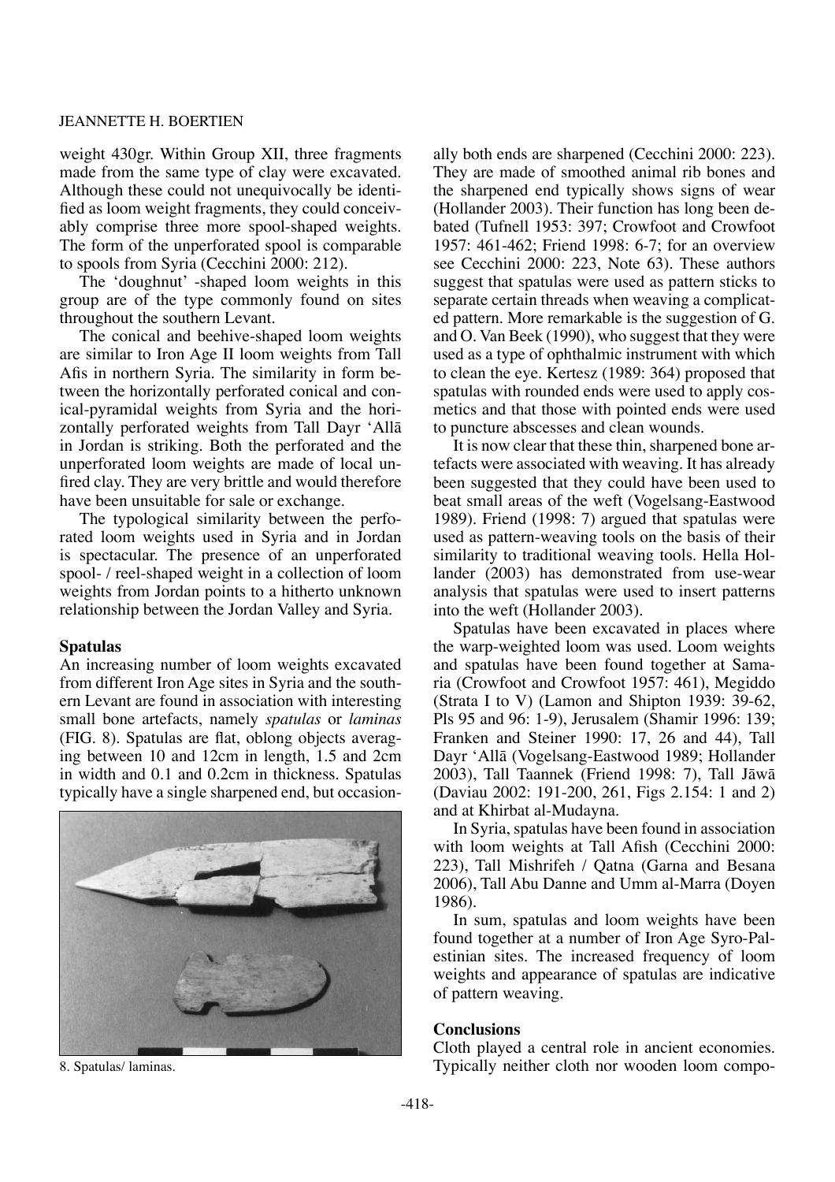weight 430gr. Within Group XII, three fragments made from the same type of clay were excavated. Although these could not unequivocally be identified as loom weight fragments, they could conceivably comprise three more spool-shaped weights. The form of the unperforated spool is comparable to spools from Syria (Cecchini 2000: 212).

The 'doughnut' -shaped loom weights in this group are of the type commonly found on sites throughout the southern Levant.

The conical and beehive-shaped loom weights are similar to Iron Age II loom weights from Tall Afis in northern Syria. The similarity in form between the horizontally perforated conical and conical-pyramidal weights from Syria and the horizontally perforated weights from Tall Dayr 'Allā in Jordan is striking. Both the perforated and the unperforated loom weights are made of local unfired clay. They are very brittle and would therefore have been unsuitable for sale or exchange.

The typological similarity between the perforated loom weights used in Syria and in Jordan is spectacular. The presence of an unperforated spool- / reel-shaped weight in a collection of loom weights from Jordan points to a hitherto unknown relationship between the Jordan Valley and Syria.

**Spatulas**

An increasing number of loom weights excavated from different Iron Age sites in Syria and the southern Levant are found in association with interesting small bone artefacts, namely *spatulas* or *laminas* (FIG. 8). Spatulas are flat, oblong objects averaging between 10 and 12cm in length, 1.5 and 2cm in width and 0.1 and 0.2cm in thickness. Spatulas typically have a single sharpened end, but occasionally both ends are sharpened (Cecchini 2000: 223). They are made of smoothed animal rib bones and the sharpened end typically shows signs of wear (Hollander 2003). Their function has long been debated (Tufnell 1953: 397; Crowfoot and Crowfoot 1957: 461-462; Friend 1998: 6-7; for an overview see Cecchini 2000: 223, Note 63). These authors suggest that spatulas were used as pattern sticks to separate certain threads when weaving a complicated pattern. More remarkable is the suggestion of G. and O. Van Beek (1990), who suggest that they were used as a type of ophthalmic instrument with which to clean the eye. Kertesz (1989: 364) proposed that spatulas with rounded ends were used to apply cosmetics and that those with pointed ends were used to puncture abscesses and clean wounds.

8. Spatulas/ laminas.

It is now clear that these thin, sharpened bone artefacts were associated with weaving. It has already been suggested that they could have been used to beat small areas of the weft (Vogelsang-Eastwood 1989). Friend (1998: 7) argued that spatulas were used as pattern-weaving tools on the basis of their similarity to traditional weaving tools. Hella Hollander (2003) has demonstrated from use-wear analysis that spatulas were used to insert patterns into the weft (Hollander 2003).

Spatulas have been excavated in places where the warp-weighted loom was used. Loom weights and spatulas have been found together at Samaria (Crowfoot and Crowfoot 1957: 461), Megiddo (Strata I to V) (Lamon and Shipton 1939: 39-62, Pls 95 and 96: 1-9), Jerusalem (Shamir 1996: 139; Franken and Steiner 1990: 17, 26 and 44), Tall Dayr 'Allā (Vogelsang-Eastwood 1989; Hollander 2003), Tall Taannek (Friend 1998: 7), Tall Jāwā (Daviau 2002: 191-200, 261, Figs 2.154: 1 and 2) and at Khirbat al-Mudayna.

In Syria, spatulas have been found in association with loom weights at Tall Afish (Cecchini 2000: 223), Tall Mishrifeh / Qatna (Garna and Besana 2006), Tall Abu Danne and Umm al-Marra (Doyen 1986).

In sum, spatulas and loom weights have been found together at a number of Iron Age Syro-Palestinian sites. The increased frequency of loom weights and appearance of spatulas are indicative of pattern weaving.

**Conclusions**

Cloth played a central role in ancient economies. Typically neither cloth nor wooden loom compo-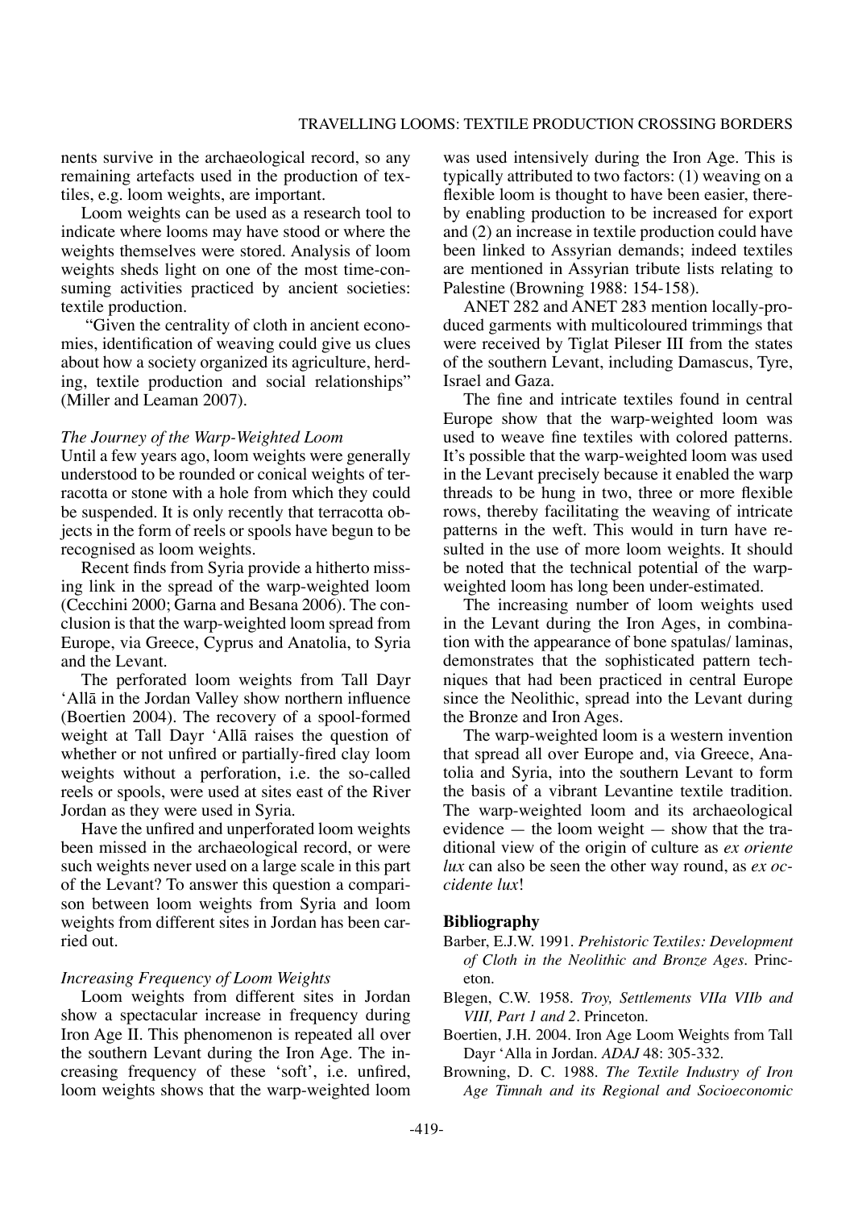nents survive in the archaeological record, so any remaining artefacts used in the production of textiles, e.g. loom weights, are important.

Loom weights can be used as a research tool to indicate where looms may have stood or where the weights themselves were stored. Analysis of loom weights sheds light on one of the most time-consuming activities practiced by ancient societies: textile production.

"Given the centrality of cloth in ancient economies, identification of weaving could give us clues about how a society organized its agriculture, herding, textile production and social relationships" (Miller and Leaman 2007).

*The Journey of the Warp-Weighted Loom*

Until a few years ago, loom weights were generally understood to be rounded or conical weights of terracotta or stone with a hole from which they could be suspended. It is only recently that terracotta objects in the form of reels or spools have begun to be recognised as loom weights.

Recent finds from Syria provide a hitherto missing link in the spread of the warp-weighted loom (Cecchini 2000; Garna and Besana 2006). The conclusion is that the warp-weighted loom spread from Europe, via Greece, Cyprus and Anatolia, to Syria and the Levant.

The perforated loom weights from Tall Dayr 'Allā in the Jordan Valley show northern influence (Boertien 2004). The recovery of a spool-formed weight at Tall Dayr 'Allā raises the question of whether or not unfired or partially-fired clay loom weights without a perforation, i.e. the so-called reels or spools, were used at sites east of the River Jordan as they were used in Syria.

Have the unfired and unperforated loom weights been missed in the archaeological record, or were such weights never used on a large scale in this part of the Levant? To answer this question a comparison between loom weights from Syria and loom weights from different sites in Jordan has been carried out.

*Increasing Frequency of Loom Weights*

Loom weights from different sites in Jordan show a spectacular increase in frequency during Iron Age II. This phenomenon is repeated all over the southern Levant during the Iron Age. The increasing frequency of these 'soft', i.e. unfired, loom weights shows that the warp-weighted loom was used intensively during the Iron Age. This is typically attributed to two factors: (1) weaving on a flexible loom is thought to have been easier, thereby enabling production to be increased for export and (2) an increase in textile production could have been linked to Assyrian demands; indeed textiles are mentioned in Assyrian tribute lists relating to Palestine (Browning 1988: 154-158).

ANET 282 and ANET 283 mention locally-produced garments with multicoloured trimmings that were received by Tiglat Pileser III from the states of the southern Levant, including Damascus, Tyre, Israel and Gaza.

The fine and intricate textiles found in central Europe show that the warp-weighted loom was used to weave fine textiles with colored patterns. It's possible that the warp-weighted loom was used in the Levant precisely because it enabled the warp threads to be hung in two, three or more flexible rows, thereby facilitating the weaving of intricate patterns in the weft. This would in turn have resulted in the use of more loom weights. It should be noted that the technical potential of the warp-weighted loom has long been under-estimated.

The increasing number of loom weights used in the Levant during the Iron Ages, in combination with the appearance of bone spatulas/ laminas, demonstrates that the sophisticated pattern techniques that had been practiced in central Europe since the Neolithic, spread into the Levant during the Bronze and Iron Ages.

The warp-weighted loom is a western invention that spread all over Europe and, via Greece, Anatolia and Syria, into the southern Levant to form the basis of a vibrant Levantine textile tradition. The warp-weighted loom and its archaeological evidence — the loom weight — show that the traditional view of the origin of culture as *ex oriente lux* can also be seen the other way round, as *ex occidente lux*!

## Bibliography

Barber, E.J.W. 1991. *Prehistoric Textiles: Development of Cloth in the Neolithic and Bronze Ages*. Princeton.

Blegen, C.W. 1958. *Troy, Settlements VIIa VIIb and VIII, Part 1 and 2*. Princeton.

Boertien, J.H. 2004. Iron Age Loom Weights from Tall Dayr 'Alla in Jordan. *ADAJ* 48: 305-332.

Browning, D. C. 1988. *The Textile Industry of Iron Age Timnah and its Regional and Socioeconomic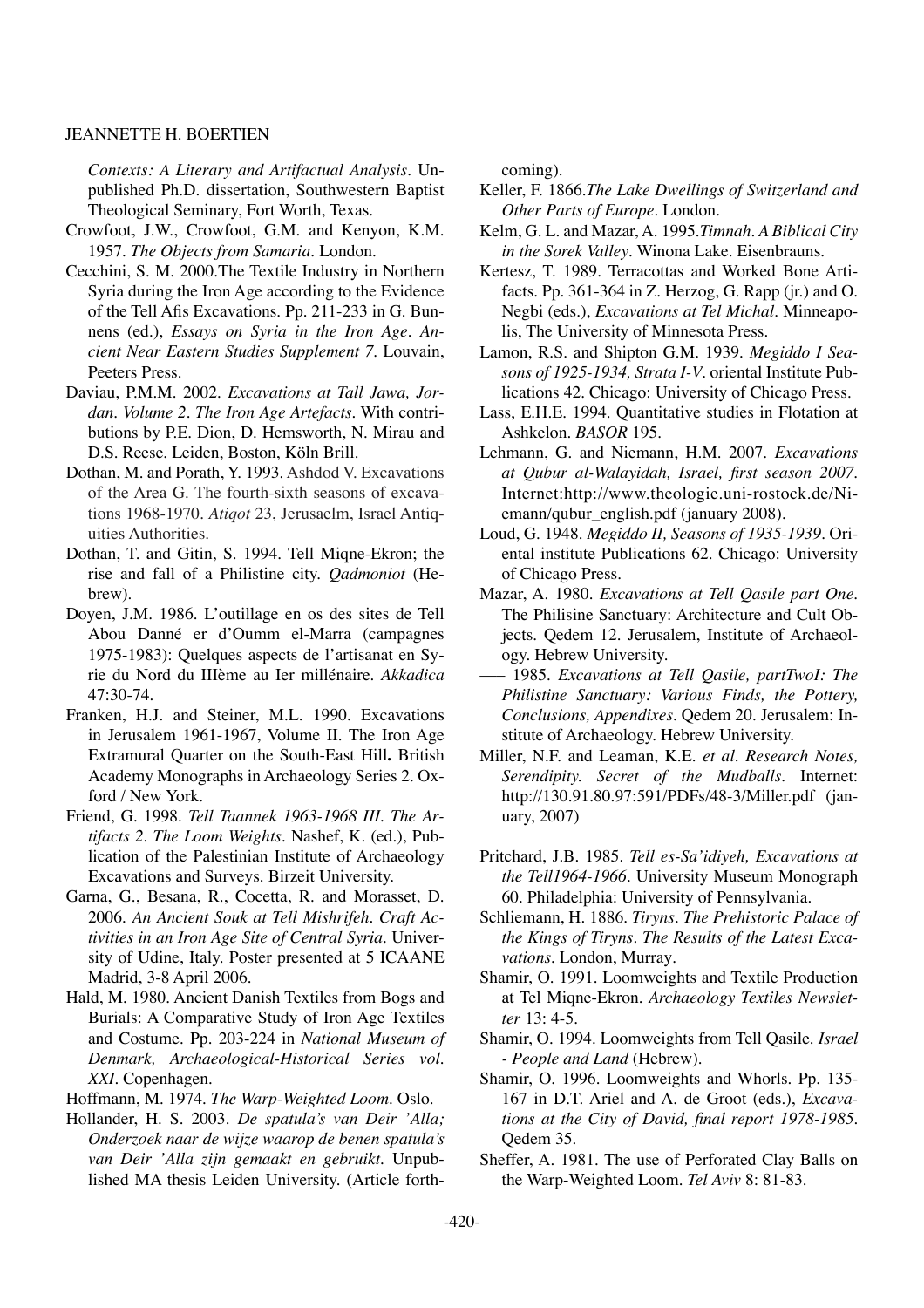*Contexts: A Literary and Artifactual Analysis*. Unpublished Ph.D. dissertation, Southwestern Baptist Theological Seminary, Fort Worth, Texas.

Crowfoot, J.W., Crowfoot, G.M. and Kenyon, K.M. 1957. *The Objects from Samaria*. London.

Cecchini, S. M. 2000.The Textile Industry in Northern Syria during the Iron Age according to the Evidence of the Tell Afis Excavations. Pp. 211-233 in G. Bunnens (ed.), *Essays on Syria in the Iron Age*. *Ancient Near Eastern Studies Supplement 7*. Louvain, Peeters Press.

Daviau, P.M.M. 2002. *Excavations at Tall Jawa, Jordan. Volume 2. The Iron Age Artefacts*. With contributions by P.E. Dion, D. Hemsworth, N. Mirau and D.S. Reese. Leiden, Boston, Köln Brill.

Dothan, M. and Porath, Y. 1993. Ashdod V. Excavations of the Area G. The fourth-sixth seasons of excavations 1968-1970. *Atiqot* 23, Jerusaelm, Israel Antiquities Authorities.

Dothan, T. and Gitin, S. 1994. Tell Miqne-Ekron; the rise and fall of a Philistine city. *Qadmoniot* (Hebrew).

Doyen, J.M. 1986. L'outillage en os des sites de Tell Abou Danné er d'Oumm el-Marra (campagnes 1975-1983): Quelques aspects de l'artisanat en Syrie du Nord du IIIème au Ier millénaire. *Akkadica* 47:30-74.

Franken, H.J. and Steiner, M.L. 1990. Excavations in Jerusalem 1961-1967, Volume II. The Iron Age Extramural Quarter on the South-East Hill**.** British Academy Monographs in Archaeology Series 2. Oxford / New York.

Friend, G. 1998. *Tell Taannek 1963-1968 III. The Artifacts 2. The Loom Weights*. Nashef, K. (ed.), Publication of the Palestinian Institute of Archaeology Excavations and Surveys. Birzeit University.

Garna, G., Besana, R., Cocetta, R. and Morasset, D. 2006. *An Ancient Souk at Tell Mishrifeh. Craft Activities in an Iron Age Site of Central Syria*. University of Udine, Italy. Poster presented at 5 ICAANE Madrid, 3-8 April 2006.

Hald, M. 1980. Ancient Danish Textiles from Bogs and Burials: A Comparative Study of Iron Age Textiles and Costume. Pp. 203-224 in *National Museum of Denmark, Archaeological-Historical Series vol. XXI*. Copenhagen.

Hoffmann, M. 1974. *The Warp-Weighted Loom*. Oslo.

Hollander, H. S. 2003. *De spatula's van Deir 'Alla; Onderzoek naar de wijze waarop de benen spatula's van Deir 'Alla zijn gemaakt en gebruikt*. Unpublished MA thesis Leiden University. (Article forthcoming).

Keller, F. 1866.*The Lake Dwellings of Switzerland and Other Parts of Europe*. London.

Kelm, G. L. and Mazar, A. 1995.*Timnah. A Biblical City in the Sorek Valley*. Winona Lake. Eisenbrauns.

Kertesz, T. 1989. Terracottas and Worked Bone Artifacts. Pp. 361-364 in Z. Herzog, G. Rapp (jr.) and O. Negbi (eds.), *Excavations at Tel Michal*. Minneapolis, The University of Minnesota Press.

Lamon, R.S. and Shipton G.M. 1939. *Megiddo I Seasons of 1925-1934, Strata I-V*. oriental Institute Publications 42. Chicago: University of Chicago Press.

Lass, E.H.E. 1994. Quantitative studies in Flotation at Ashkelon. *BASOR* 195.

Lehmann, G. and Niemann, H.M. 2007. *Excavations at Qubur al-Walayidah, Israel, first season 2007*. Internet:http://www.theologie.uni-rostock.de/Niemann/qubur_english.pdf (january 2008).

Loud, G. 1948. *Megiddo II, Seasons of 1935-1939*. Oriental institute Publications 62. Chicago: University of Chicago Press.

Mazar, A. 1980. *Excavations at Tell Qasile part One*. The Philisine Sanctuary: Architecture and Cult Objects. Qedem 12. Jerusalem, Institute of Archaeology. Hebrew University.

—— 1985. *Excavations at Tell Qasile, partTwoI: The Philistine Sanctuary: Various Finds, the Pottery, Conclusions, Appendixes*. Qedem 20. Jerusalem: Institute of Archaeology. Hebrew University.

Miller, N.F. and Leaman, K.E. *et al*. *Research Notes, Serendipity. Secret of the Mudballs*. Internet: http://130.91.80.97:591/PDFs/48-3/Miller.pdf (january, 2007)

Pritchard, J.B. 1985. *Tell es-Sa'idiyeh, Excavations at the Tell1964-1966*. University Museum Monograph 60. Philadelphia: University of Pennsylvania.

Schliemann, H. 1886. *Tiryns. The Prehistoric Palace of the Kings of Tiryns. The Results of the Latest Excavations*. London, Murray.

Shamir, O. 1991. Loomweights and Textile Production at Tel Miqne-Ekron. *Archaeology Textiles Newsletter* 13: 4-5.

Shamir, O. 1994. Loomweights from Tell Qasile. *Israel - People and Land* (Hebrew).

Shamir, O. 1996. Loomweights and Whorls. Pp. 135-167 in D.T. Ariel and A. de Groot (eds.), *Excavations at the City of David, final report 1978-1985*. Qedem 35.

Sheffer, A. 1981. The use of Perforated Clay Balls on the Warp-Weighted Loom. *Tel Aviv* 8: 81-83.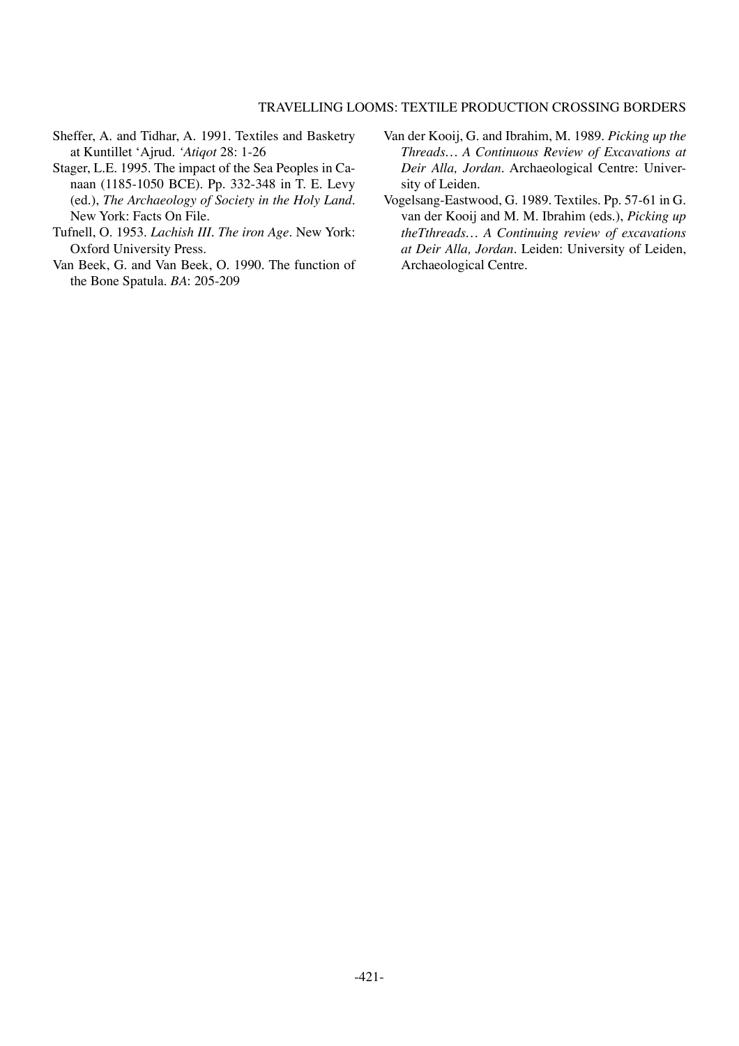Sheffer, A. and Tidhar, A. 1991. Textiles and Basketry at Kuntillet ʻAjrud. *ʻAtiqot* 28: 1-26

Stager, L.E. 1995. The impact of the Sea Peoples in Canaan (1185-1050 BCE). Pp. 332-348 in T. E. Levy (ed.), *The Archaeology of Society in the Holy Land*. New York: Facts On File.

Tufnell, O. 1953. *Lachish III. The iron Age*. New York: Oxford University Press.

Van Beek, G. and Van Beek, O. 1990. The function of the Bone Spatula. *BA*: 205-209

Van der Kooij, G. and Ibrahim, M. 1989. *Picking up the Threads… A Continuous Review of Excavations at Deir Alla, Jordan*. Archaeological Centre: University of Leiden.

Vogelsang-Eastwood, G. 1989. Textiles. Pp. 57-61 in G. van der Kooij and M. M. Ibrahim (eds.), *Picking up theTthreads… A Continuing review of excavations at Deir Alla, Jordan*. Leiden: University of Leiden, Archaeological Centre.